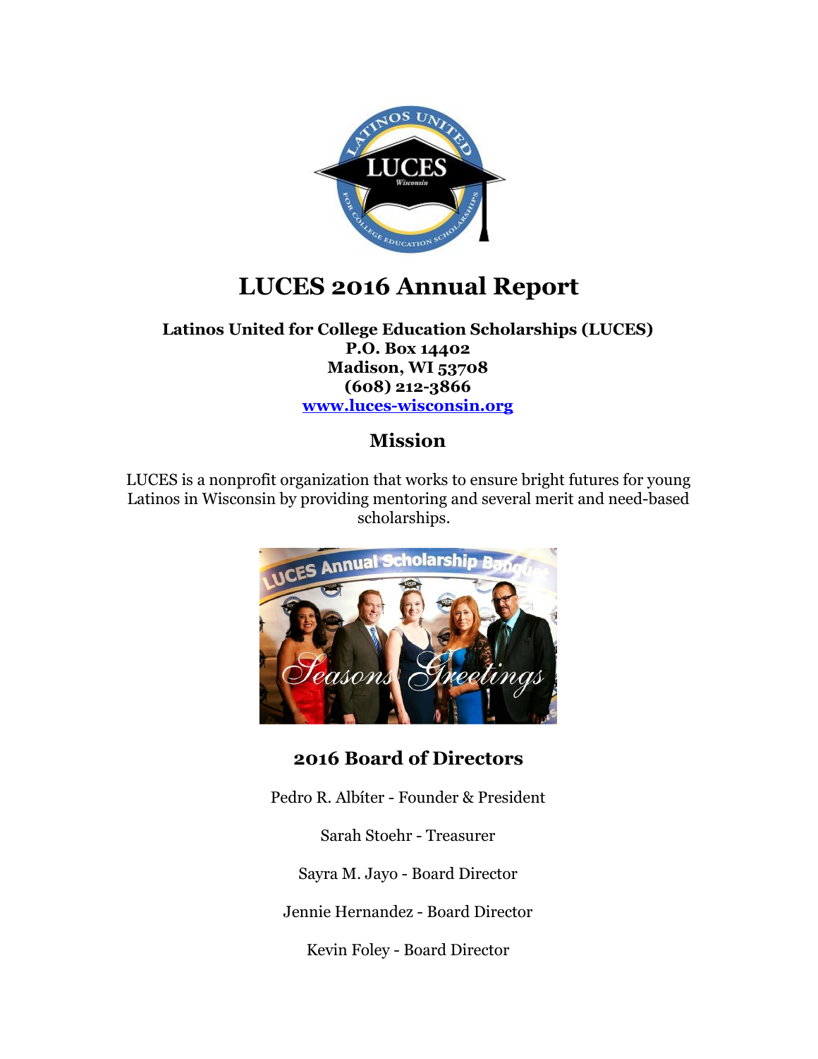# LUCES 2016 Annual Report

**Latinos United for College Education Scholarships (LUCES)**
**P.O. Box 14402**
**Madison, WI 53708**
**(608) 212-3866**
**[www.luces-wisconsin.org](http://www.luces-wisconsin.org)**

## Mission

LUCES is a nonprofit organization that works to ensure bright futures for young Latinos in Wisconsin by providing mentoring and several merit and need-based scholarships.

## 2016 Board of Directors

Pedro R. Albíter - Founder & President

Sarah Stoehr - Treasurer

Sayra M. Jayo - Board Director

Jennie Hernandez - Board Director

Kevin Foley - Board Director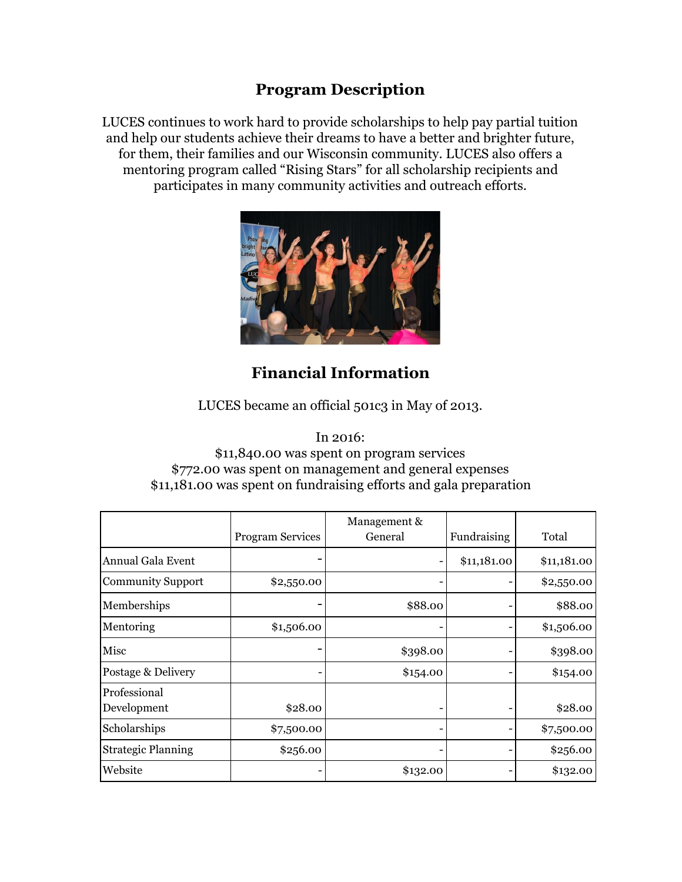## Program Description

LUCES continues to work hard to provide scholarships to help pay partial tuition and help our students achieve their dreams to have a better and brighter future, for them, their families and our Wisconsin community. LUCES also offers a mentoring program called "Rising Stars" for all scholarship recipients and participates in many community activities and outreach efforts.

## Financial Information

LUCES became an official 501c3 in May of 2013.

In 2016:
$11,840.00 was spent on program services
$772.00 was spent on management and general expenses
$11,181.00 was spent on fundraising efforts and gala preparation

| | Program Services | Management & General | Fundraising | Total |
|---|---|---|---|---|
| Annual Gala Event | - | - | $11,181.00 | $11,181.00 |
| Community Support | $2,550.00 | - | - | $2,550.00 |
| Memberships | - | $88.00 | - | $88.00 |
| Mentoring | $1,506.00 | - | - | $1,506.00 |
| Misc | - | $398.00 | - | $398.00 |
| Postage & Delivery | - | $154.00 | - | $154.00 |
| Professional Development | $28.00 | - | - | $28.00 |
| Scholarships | $7,500.00 | - | - | $7,500.00 |
| Strategic Planning | $256.00 | - | - | $256.00 |
| Website | - | $132.00 | - | $132.00 |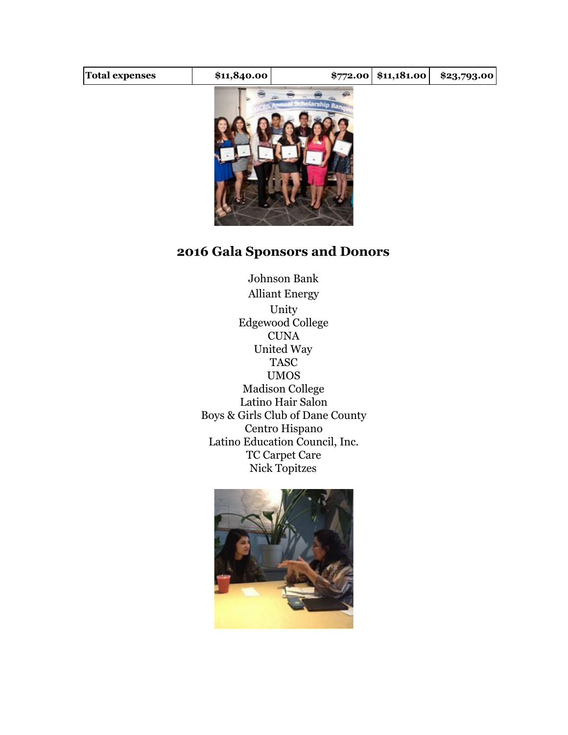| Total expenses | $11,840.00 | $772.00 | $11,181.00 | $23,793.00 |
|---|---|---|---|---|

## 2016 Gala Sponsors and Donors

Johnson Bank
Alliant Energy
Unity
Edgewood College
CUNA
United Way
TASC
UMOS
Madison College
Latino Hair Salon
Boys & Girls Club of Dane County
Centro Hispano
Latino Education Council, Inc.
TC Carpet Care
Nick Topitzes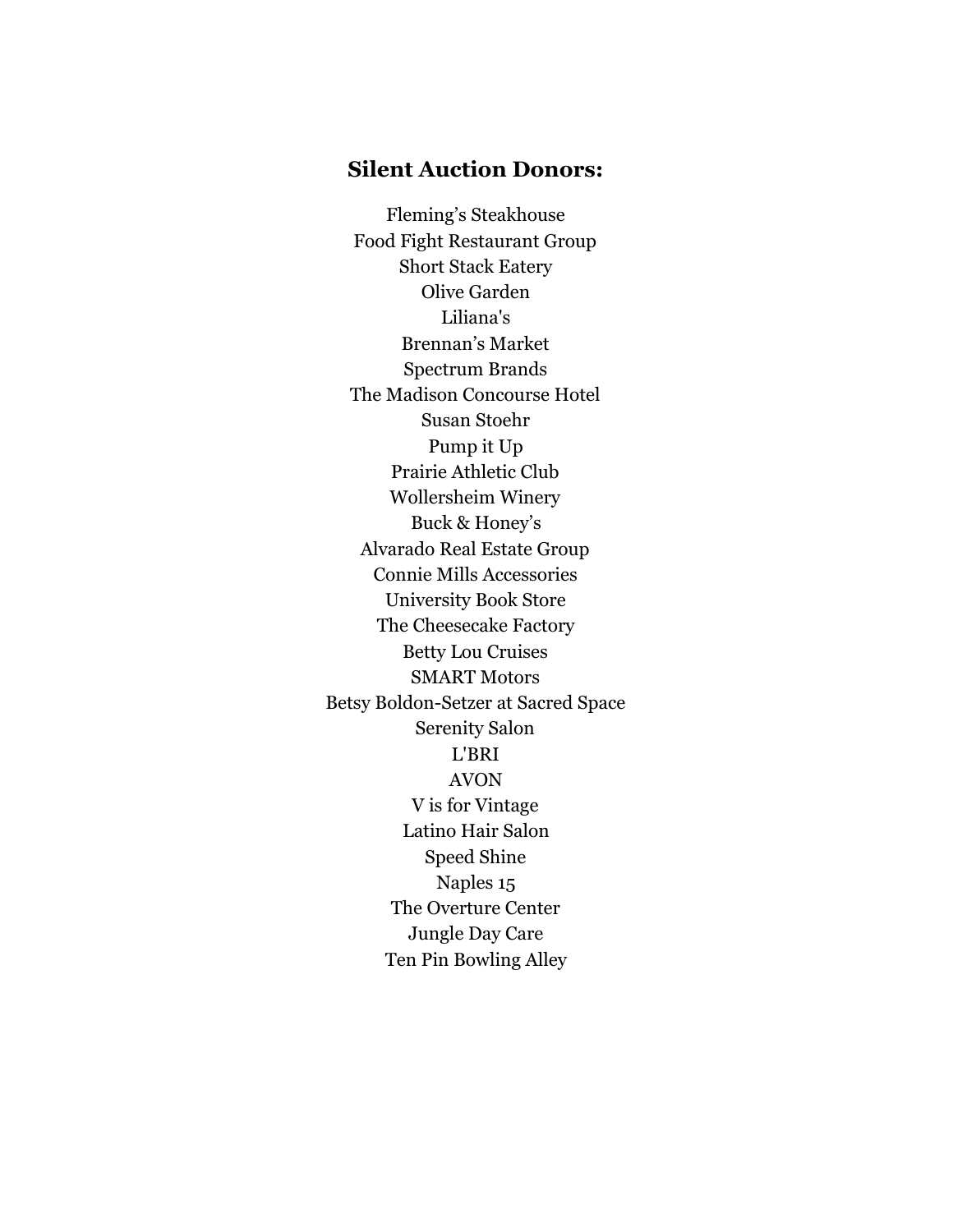## Silent Auction Donors:

Fleming’s Steakhouse
Food Fight Restaurant Group
Short Stack Eatery
Olive Garden
Liliana's
Brennan’s Market
Spectrum Brands
The Madison Concourse Hotel
Susan Stoehr
Pump it Up
Prairie Athletic Club
Wollersheim Winery
Buck & Honey’s
Alvarado Real Estate Group
Connie Mills Accessories
University Book Store
The Cheesecake Factory
Betty Lou Cruises
SMART Motors
Betsy Boldon-Setzer at Sacred Space
Serenity Salon
L'BRI
AVON
V is for Vintage
Latino Hair Salon
Speed Shine
Naples 15
The Overture Center
Jungle Day Care
Ten Pin Bowling Alley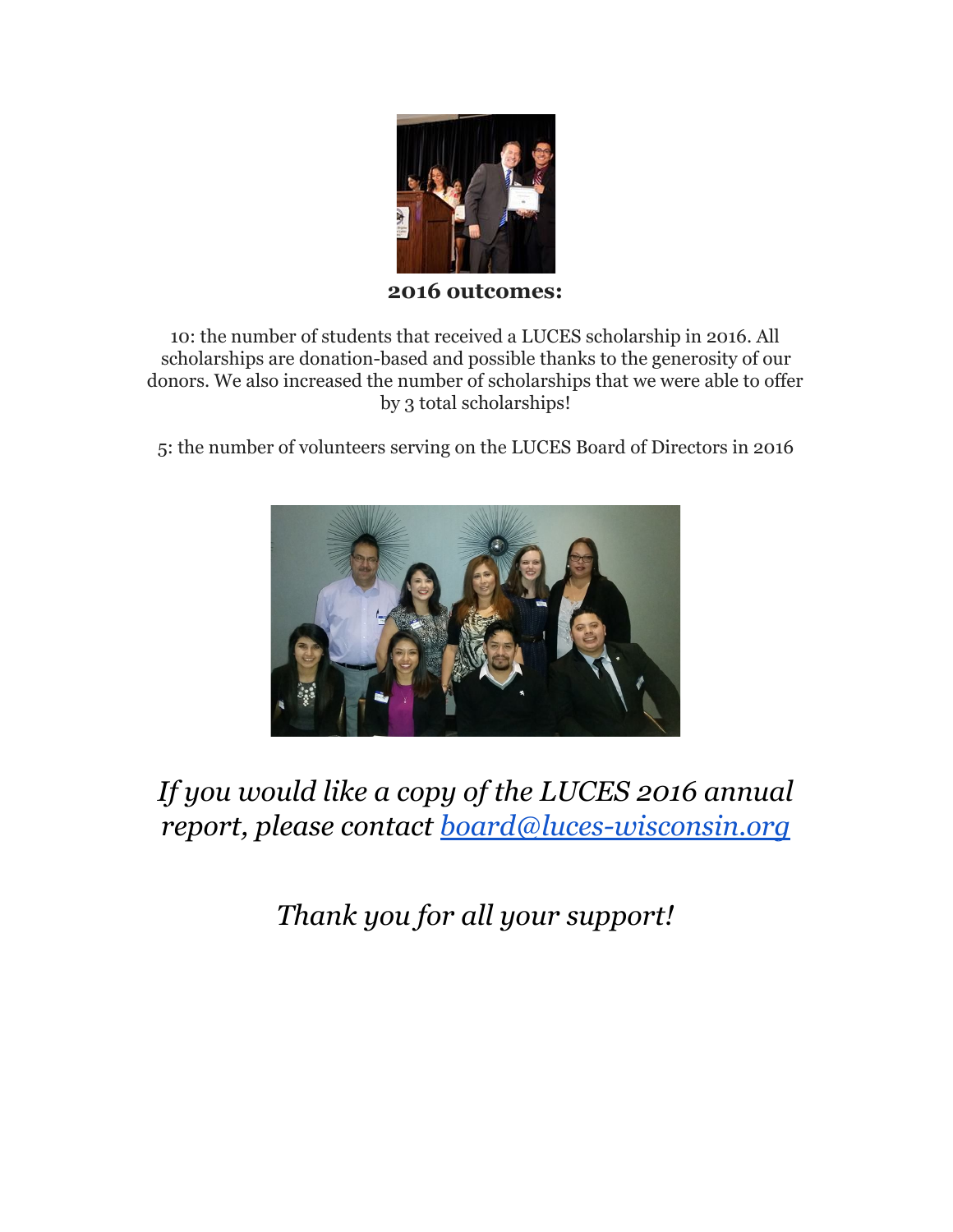**2016 outcomes:**

10: the number of students that received a LUCES scholarship in 2016. All scholarships are donation-based and possible thanks to the generosity of our donors. We also increased the number of scholarships that we were able to offer by 3 total scholarships!

5: the number of volunteers serving on the LUCES Board of Directors in 2016

*If you would like a copy of the LUCES 2016 annual report, please contact [board@luces-wisconsin.org](mailto:board@luces-wisconsin.org)*

*Thank you for all your support!*